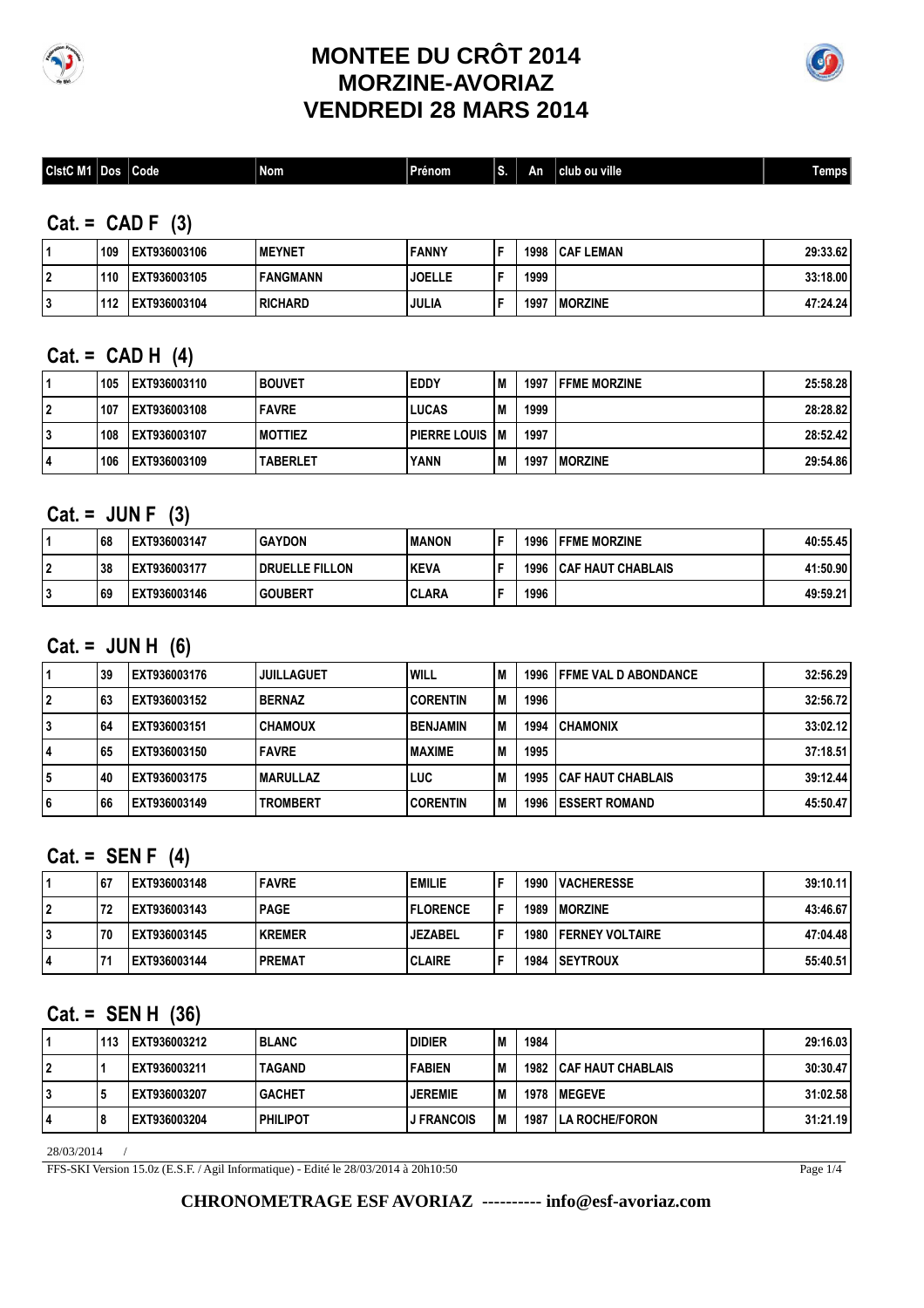# MONTEE DU CRÔT 2014
# MORZINE-AVORIAZ
# VENDREDI 28 MARS 2014

| ClstC M1 | Dos | Code | Nom | Prénom | S. | An | club ou ville | Temps |
|---|---|---|---|---|---|---|---|---|

## Cat. = CAD F (3)

| ClstC M1 | Dos | Code | Nom | Prénom | S. | An | club ou ville | Temps |
|---|---|---|---|---|---|---|---|---|
| 1 | 109 | EXT936003106 | MEYNET | FANNY | F | 1998 | CAF LEMAN | 29:33.62 |
| 2 | 110 | EXT936003105 | FANGMANN | JOELLE | F | 1999 | | 33:18.00 |
| 3 | 112 | EXT936003104 | RICHARD | JULIA | F | 1997 | MORZINE | 47:24.24 |

## Cat. = CAD H (4)

| ClstC M1 | Dos | Code | Nom | Prénom | S. | An | club ou ville | Temps |
|---|---|---|---|---|---|---|---|---|
| 1 | 105 | EXT936003110 | BOUVET | EDDY | M | 1997 | FFME MORZINE | 25:58.28 |
| 2 | 107 | EXT936003108 | FAVRE | LUCAS | M | 1999 | | 28:28.82 |
| 3 | 108 | EXT936003107 | MOTTIEZ | PIERRE LOUIS | M | 1997 | | 28:52.42 |
| 4 | 106 | EXT936003109 | TABERLET | YANN | M | 1997 | MORZINE | 29:54.86 |

## Cat. = JUN F (3)

| ClstC M1 | Dos | Code | Nom | Prénom | S. | An | club ou ville | Temps |
|---|---|---|---|---|---|---|---|---|
| 1 | 68 | EXT936003147 | GAYDON | MANON | F | 1996 | FFME MORZINE | 40:55.45 |
| 2 | 38 | EXT936003177 | DRUELLE FILLON | KEVA | F | 1996 | CAF HAUT CHABLAIS | 41:50.90 |
| 3 | 69 | EXT936003146 | GOUBERT | CLARA | F | 1996 | | 49:59.21 |

## Cat. = JUN H (6)

| ClstC M1 | Dos | Code | Nom | Prénom | S. | An | club ou ville | Temps |
|---|---|---|---|---|---|---|---|---|
| 1 | 39 | EXT936003176 | JUILLAGUET | WILL | M | 1996 | FFME VAL D ABONDANCE | 32:56.29 |
| 2 | 63 | EXT936003152 | BERNAZ | CORENTIN | M | 1996 | | 32:56.72 |
| 3 | 64 | EXT936003151 | CHAMOUX | BENJAMIN | M | 1994 | CHAMONIX | 33:02.12 |
| 4 | 65 | EXT936003150 | FAVRE | MAXIME | M | 1995 | | 37:18.51 |
| 5 | 40 | EXT936003175 | MARULLAZ | LUC | M | 1995 | CAF HAUT CHABLAIS | 39:12.44 |
| 6 | 66 | EXT936003149 | TROMBERT | CORENTIN | M | 1996 | ESSERT ROMAND | 45:50.47 |

## Cat. = SEN F (4)

| ClstC M1 | Dos | Code | Nom | Prénom | S. | An | club ou ville | Temps |
|---|---|---|---|---|---|---|---|---|
| 1 | 67 | EXT936003148 | FAVRE | EMILIE | F | 1990 | VACHERESSE | 39:10.11 |
| 2 | 72 | EXT936003143 | PAGE | FLORENCE | F | 1989 | MORZINE | 43:46.67 |
| 3 | 70 | EXT936003145 | KREMER | JEZABEL | F | 1980 | FERNEY VOLTAIRE | 47:04.48 |
| 4 | 71 | EXT936003144 | PREMAT | CLAIRE | F | 1984 | SEYTROUX | 55:40.51 |

## Cat. = SEN H (36)

| ClstC M1 | Dos | Code | Nom | Prénom | S. | An | club ou ville | Temps |
|---|---|---|---|---|---|---|---|---|
| 1 | 113 | EXT936003212 | BLANC | DIDIER | M | 1984 | | 29:16.03 |
| 2 | 1 | EXT936003211 | TAGAND | FABIEN | M | 1982 | CAF HAUT CHABLAIS | 30:30.47 |
| 3 | 5 | EXT936003207 | GACHET | JEREMIE | M | 1978 | MEGEVE | 31:02.58 |
| 4 | 8 | EXT936003204 | PHILIPOT | J FRANCOIS | M | 1987 | LA ROCHE/FORON | 31:21.19 |

28/03/2014 /

FFS-SKI Version 15.0z (E.S.F. / Agil Informatique) - Edité le 28/03/2014 à 20h10:50

**CHRONOMETRAGE ESF AVORIAZ ---------- info@esf-avoriaz.com**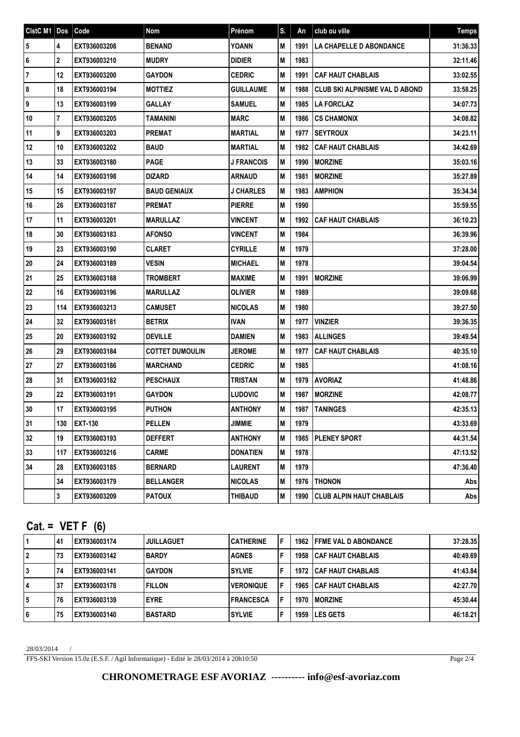| ClstC M1 | Dos | Code | Nom | Prénom | S. | An | club ou ville | Temps |
|---|---|---|---|---|---|---|---|---|
| 5 | 4 | EXT936003208 | BENAND | YOANN | M | 1991 | LA CHAPELLE D ABONDANCE | 31:36.33 |
| 6 | 2 | EXT936003210 | MUDRY | DIDIER | M | 1983 | | 32:11.46 |
| 7 | 12 | EXT936003200 | GAYDON | CEDRIC | M | 1991 | CAF HAUT CHABLAIS | 33:02.55 |
| 8 | 18 | EXT936003194 | MOTTIEZ | GUILLAUME | M | 1988 | CLUB SKI ALPINISME VAL D ABOND | 33:58.25 |
| 9 | 13 | EXT936003199 | GALLAY | SAMUEL | M | 1985 | LA FORCLAZ | 34:07.73 |
| 10 | 7 | EXT936003205 | TAMANINI | MARC | M | 1986 | CS CHAMONIX | 34:08.82 |
| 11 | 9 | EXT936003203 | PREMAT | MARTIAL | M | 1977 | SEYTROUX | 34:23.11 |
| 12 | 10 | EXT936003202 | BAUD | MARTIAL | M | 1982 | CAF HAUT CHABLAIS | 34:42.69 |
| 13 | 33 | EXT936003180 | PAGE | J FRANCOIS | M | 1990 | MORZINE | 35:03.16 |
| 14 | 14 | EXT936003198 | DIZARD | ARNAUD | M | 1981 | MORZINE | 35:27.89 |
| 15 | 15 | EXT936003197 | BAUD GENIAUX | J CHARLES | M | 1983 | AMPHION | 35:34.34 |
| 16 | 26 | EXT936003187 | PREMAT | PIERRE | M | 1990 | | 35:59.55 |
| 17 | 11 | EXT936003201 | MARULLAZ | VINCENT | M | 1992 | CAF HAUT CHABLAIS | 36:10.23 |
| 18 | 30 | EXT936003183 | AFONSO | VINCENT | M | 1984 | | 36:39.96 |
| 19 | 23 | EXT936003190 | CLARET | CYRILLE | M | 1979 | | 37:28.00 |
| 20 | 24 | EXT936003189 | VESIN | MICHAEL | M | 1978 | | 39:04.54 |
| 21 | 25 | EXT936003188 | TROMBERT | MAXIME | M | 1991 | MORZINE | 39:06.99 |
| 22 | 16 | EXT936003196 | MARULLAZ | OLIVIER | M | 1989 | | 39:09.68 |
| 23 | 114 | EXT936003213 | CAMUSET | NICOLAS | M | 1980 | | 39:27.50 |
| 24 | 32 | EXT936003181 | BETRIX | IVAN | M | 1977 | VINZIER | 39:36.35 |
| 25 | 20 | EXT936003192 | DEVILLE | DAMIEN | M | 1983 | ALLINGES | 39:49.54 |
| 26 | 29 | EXT936003184 | COTTET DUMOULIN | JEROME | M | 1977 | CAF HAUT CHABLAIS | 40:35.10 |
| 27 | 27 | EXT936003186 | MARCHAND | CEDRIC | M | 1985 | | 41:08.16 |
| 28 | 31 | EXT936003182 | PESCHAUX | TRISTAN | M | 1979 | AVORIAZ | 41:48.86 |
| 29 | 22 | EXT936003191 | GAYDON | LUDOVIC | M | 1987 | MORZINE | 42:08.77 |
| 30 | 17 | EXT936003195 | PUTHON | ANTHONY | M | 1987 | TANINGES | 42:35.13 |
| 31 | 130 | EXT-130 | PELLEN | JIMMIE | M | 1979 | | 43:33.69 |
| 32 | 19 | EXT936003193 | DEFFERT | ANTHONY | M | 1985 | PLENEY SPORT | 44:31.54 |
| 33 | 117 | EXT936003216 | CARME | DONATIEN | M | 1978 | | 47:13.52 |
| 34 | 28 | EXT936003185 | BERNARD | LAURENT | M | 1979 | | 47:36.40 |
| | 34 | EXT936003179 | BELLANGER | NICOLAS | M | 1976 | THONON | Abs |
| | 3 | EXT936003209 | PATOUX | THIBAUD | M | 1990 | CLUB ALPIN HAUT CHABLAIS | Abs |

## Cat. = VET F (6)

| ClstC M1 | Dos | Code | Nom | Prénom | S. | An | club ou ville | Temps |
|---|---|---|---|---|---|---|---|---|
| 1 | 41 | EXT936003174 | JUILLAGUET | CATHERINE | F | 1962 | FFME VAL D ABONDANCE | 37:28.35 |
| 2 | 73 | EXT936003142 | BARDY | AGNES | F | 1958 | CAF HAUT CHABLAIS | 40:49.69 |
| 3 | 74 | EXT936003141 | GAYDON | SYLVIE | F | 1972 | CAF HAUT CHABLAIS | 41:43.84 |
| 4 | 37 | EXT936003178 | FILLON | VERONIQUE | F | 1965 | CAF HAUT CHABLAIS | 42:27.70 |
| 5 | 76 | EXT936003139 | EYRE | FRANCESCA | F | 1970 | MORZINE | 45:30.44 |
| 6 | 75 | EXT936003140 | BASTARD | SYLVIE | F | 1959 | LES GETS | 46:18.21 |

28/03/2014 /

FFS-SKI Version 15.0z (E.S.F. / Agil Informatique) - Edité le 28/03/2014 à 20h10:50

**CHRONOMETRAGE ESF AVORIAZ ---------- info@esf-avoriaz.com**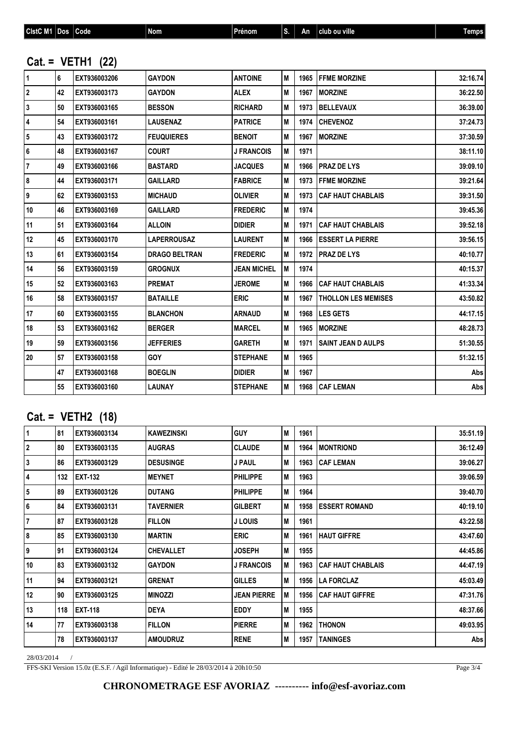## Cat. = VETH1 (22)

| ClstC M1 | Dos | Code | Nom | Prénom | S. | An | club ou ville | Temps |
|---|---|---|---|---|---|---|---|---|
| 1 | 6 | EXT936003206 | GAYDON | ANTOINE | M | 1965 | FFME MORZINE | 32:16.74 |
| 2 | 42 | EXT936003173 | GAYDON | ALEX | M | 1967 | MORZINE | 36:22.50 |
| 3 | 50 | EXT936003165 | BESSON | RICHARD | M | 1973 | BELLEVAUX | 36:39.00 |
| 4 | 54 | EXT936003161 | LAUSENAZ | PATRICE | M | 1974 | CHEVENOZ | 37:24.73 |
| 5 | 43 | EXT936003172 | FEUQUIERES | BENOIT | M | 1967 | MORZINE | 37:30.59 |
| 6 | 48 | EXT936003167 | COURT | J FRANCOIS | M | 1971 | | 38:11.10 |
| 7 | 49 | EXT936003166 | BASTARD | JACQUES | M | 1966 | PRAZ DE LYS | 39:09.10 |
| 8 | 44 | EXT936003171 | GAILLARD | FABRICE | M | 1973 | FFME MORZINE | 39:21.64 |
| 9 | 62 | EXT936003153 | MICHAUD | OLIVIER | M | 1973 | CAF HAUT CHABLAIS | 39:31.50 |
| 10 | 46 | EXT936003169 | GAILLARD | FREDERIC | M | 1974 | | 39:45.36 |
| 11 | 51 | EXT936003164 | ALLOIN | DIDIER | M | 1971 | CAF HAUT CHABLAIS | 39:52.18 |
| 12 | 45 | EXT936003170 | LAPERROUSAZ | LAURENT | M | 1966 | ESSERT LA PIERRE | 39:56.15 |
| 13 | 61 | EXT936003154 | DRAGO BELTRAN | FREDERIC | M | 1972 | PRAZ DE LYS | 40:10.77 |
| 14 | 56 | EXT936003159 | GROGNUX | JEAN MICHEL | M | 1974 | | 40:15.37 |
| 15 | 52 | EXT936003163 | PREMAT | JEROME | M | 1966 | CAF HAUT CHABLAIS | 41:33.34 |
| 16 | 58 | EXT936003157 | BATAILLE | ERIC | M | 1967 | THOLLON LES MEMISES | 43:50.82 |
| 17 | 60 | EXT936003155 | BLANCHON | ARNAUD | M | 1968 | LES GETS | 44:17.15 |
| 18 | 53 | EXT936003162 | BERGER | MARCEL | M | 1965 | MORZINE | 48:28.73 |
| 19 | 59 | EXT936003156 | JEFFERIES | GARETH | M | 1971 | SAINT JEAN D AULPS | 51:30.55 |
| 20 | 57 | EXT936003158 | GOY | STEPHANE | M | 1965 | | 51:32.15 |
| | 47 | EXT936003168 | BOEGLIN | DIDIER | M | 1967 | | Abs |
| | 55 | EXT936003160 | LAUNAY | STEPHANE | M | 1968 | CAF LEMAN | Abs |

## Cat. = VETH2 (18)

| ClstC M1 | Dos | Code | Nom | Prénom | S. | An | club ou ville | Temps |
|---|---|---|---|---|---|---|---|---|
| 1 | 81 | EXT936003134 | KAWEZINSKI | GUY | M | 1961 | | 35:51.19 |
| 2 | 80 | EXT936003135 | AUGRAS | CLAUDE | M | 1964 | MONTRIOND | 36:12.49 |
| 3 | 86 | EXT936003129 | DESUSINGE | J PAUL | M | 1963 | CAF LEMAN | 39:06.27 |
| 4 | 132 | EXT-132 | MEYNET | PHILIPPE | M | 1963 | | 39:06.59 |
| 5 | 89 | EXT936003126 | DUTANG | PHILIPPE | M | 1964 | | 39:40.70 |
| 6 | 84 | EXT936003131 | TAVERNIER | GILBERT | M | 1958 | ESSERT ROMAND | 40:19.10 |
| 7 | 87 | EXT936003128 | FILLON | J LOUIS | M | 1961 | | 43:22.58 |
| 8 | 85 | EXT936003130 | MARTIN | ERIC | M | 1961 | HAUT GIFFRE | 43:47.60 |
| 9 | 91 | EXT936003124 | CHEVALLET | JOSEPH | M | 1955 | | 44:45.86 |
| 10 | 83 | EXT936003132 | GAYDON | J FRANCOIS | M | 1963 | CAF HAUT CHABLAIS | 44:47.19 |
| 11 | 94 | EXT936003121 | GRENAT | GILLES | M | 1956 | LA FORCLAZ | 45:03.49 |
| 12 | 90 | EXT936003125 | MINOZZI | JEAN PIERRE | M | 1956 | CAF HAUT GIFFRE | 47:31.76 |
| 13 | 118 | EXT-118 | DEYA | EDDY | M | 1955 | | 48:37.66 |
| 14 | 77 | EXT936003138 | FILLON | PIERRE | M | 1962 | THONON | 49:03.95 |
| | 78 | EXT936003137 | AMOUDRUZ | RENE | M | 1957 | TANINGES | Abs |

28/03/2014 /

FFS-SKI Version 15.0z (E.S.F. / Agil Informatique) - Edité le 28/03/2014 à 20h10:50

**CHRONOMETRAGE ESF AVORIAZ ---------- info@esf-avoriaz.com**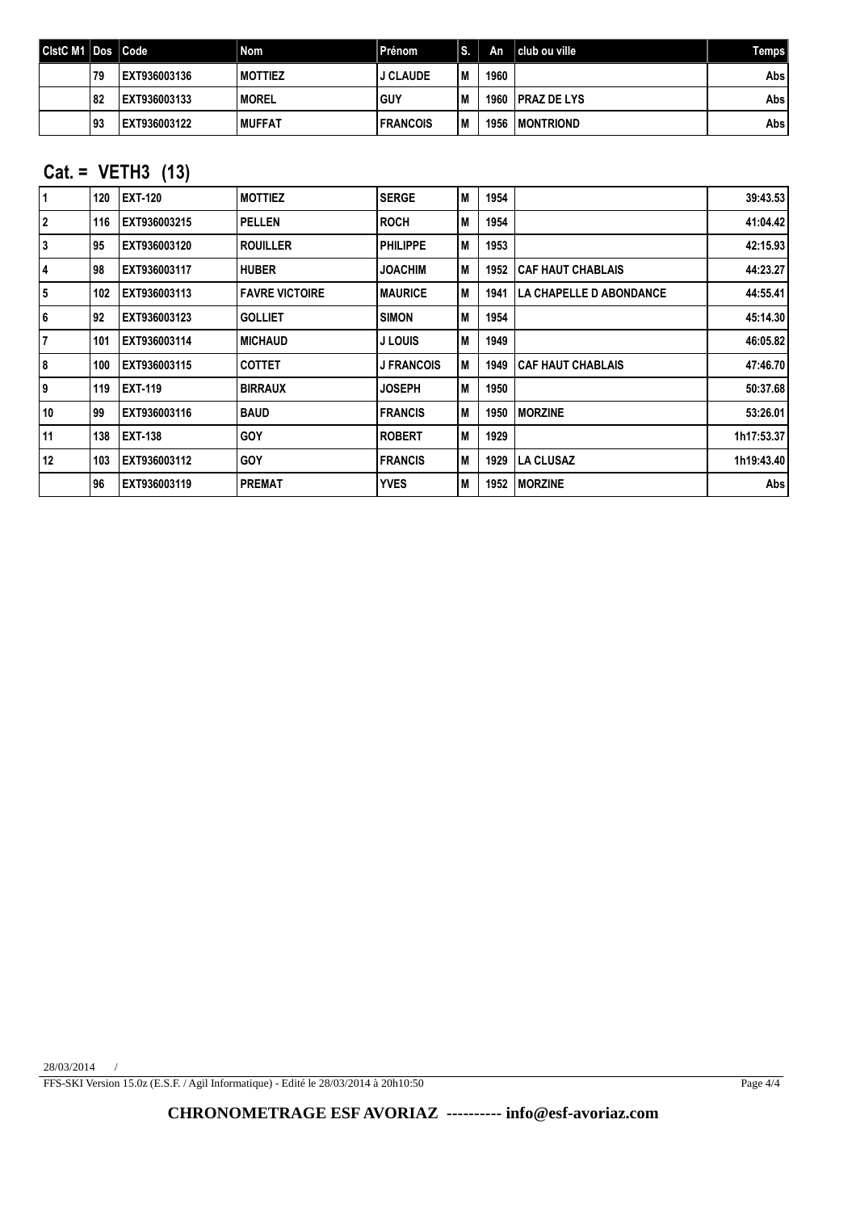| ClstC M1 | Dos | Code | Nom | Prénom | S. | An | club ou ville | Temps |
|---|---|---|---|---|---|---|---|---|
| | 79 | EXT936003136 | MOTTIEZ | J CLAUDE | M | 1960 | | Abs |
| | 82 | EXT936003133 | MOREL | GUY | M | 1960 | PRAZ DE LYS | Abs |
| | 93 | EXT936003122 | MUFFAT | FRANCOIS | M | 1956 | MONTRIOND | Abs |

## Cat. = VETH3 (13)

| | | | | | | | | |
|---|---|---|---|---|---|---|---|---|
| 1 | 120 | EXT-120 | MOTTIEZ | SERGE | M | 1954 | | 39:43.53 |
| 2 | 116 | EXT936003215 | PELLEN | ROCH | M | 1954 | | 41:04.42 |
| 3 | 95 | EXT936003120 | ROUILLER | PHILIPPE | M | 1953 | | 42:15.93 |
| 4 | 98 | EXT936003117 | HUBER | JOACHIM | M | 1952 | CAF HAUT CHABLAIS | 44:23.27 |
| 5 | 102 | EXT936003113 | FAVRE VICTOIRE | MAURICE | M | 1941 | LA CHAPELLE D ABONDANCE | 44:55.41 |
| 6 | 92 | EXT936003123 | GOLLIET | SIMON | M | 1954 | | 45:14.30 |
| 7 | 101 | EXT936003114 | MICHAUD | J LOUIS | M | 1949 | | 46:05.82 |
| 8 | 100 | EXT936003115 | COTTET | J FRANCOIS | M | 1949 | CAF HAUT CHABLAIS | 47:46.70 |
| 9 | 119 | EXT-119 | BIRRAUX | JOSEPH | M | 1950 | | 50:37.68 |
| 10 | 99 | EXT936003116 | BAUD | FRANCIS | M | 1950 | MORZINE | 53:26.01 |
| 11 | 138 | EXT-138 | GOY | ROBERT | M | 1929 | | 1h17:53.37 |
| 12 | 103 | EXT936003112 | GOY | FRANCIS | M | 1929 | LA CLUSAZ | 1h19:43.40 |
| | 96 | EXT936003119 | PREMAT | YVES | M | 1952 | MORZINE | Abs |

28/03/2014 /

FFS-SKI Version 15.0z (E.S.F. / Agil Informatique) - Edité le 28/03/2014 à 20h10:50

**CHRONOMETRAGE ESF AVORIAZ ---------- info@esf-avoriaz.com**